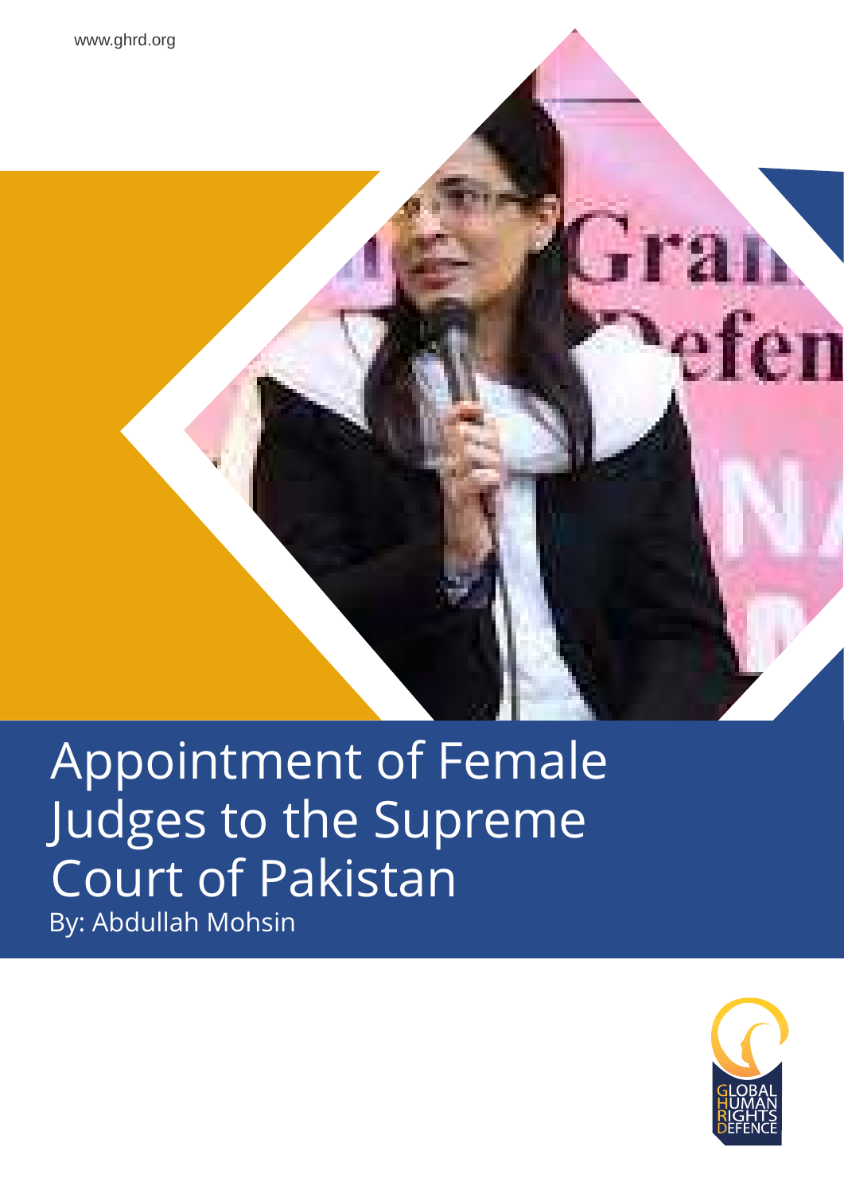www.ghrd.org

# Appointment of Female Judges to the Supreme Court of Pakistan

By: Abdullah Mohsin

GLOBAL HUMAN RIGHTS DEFENCE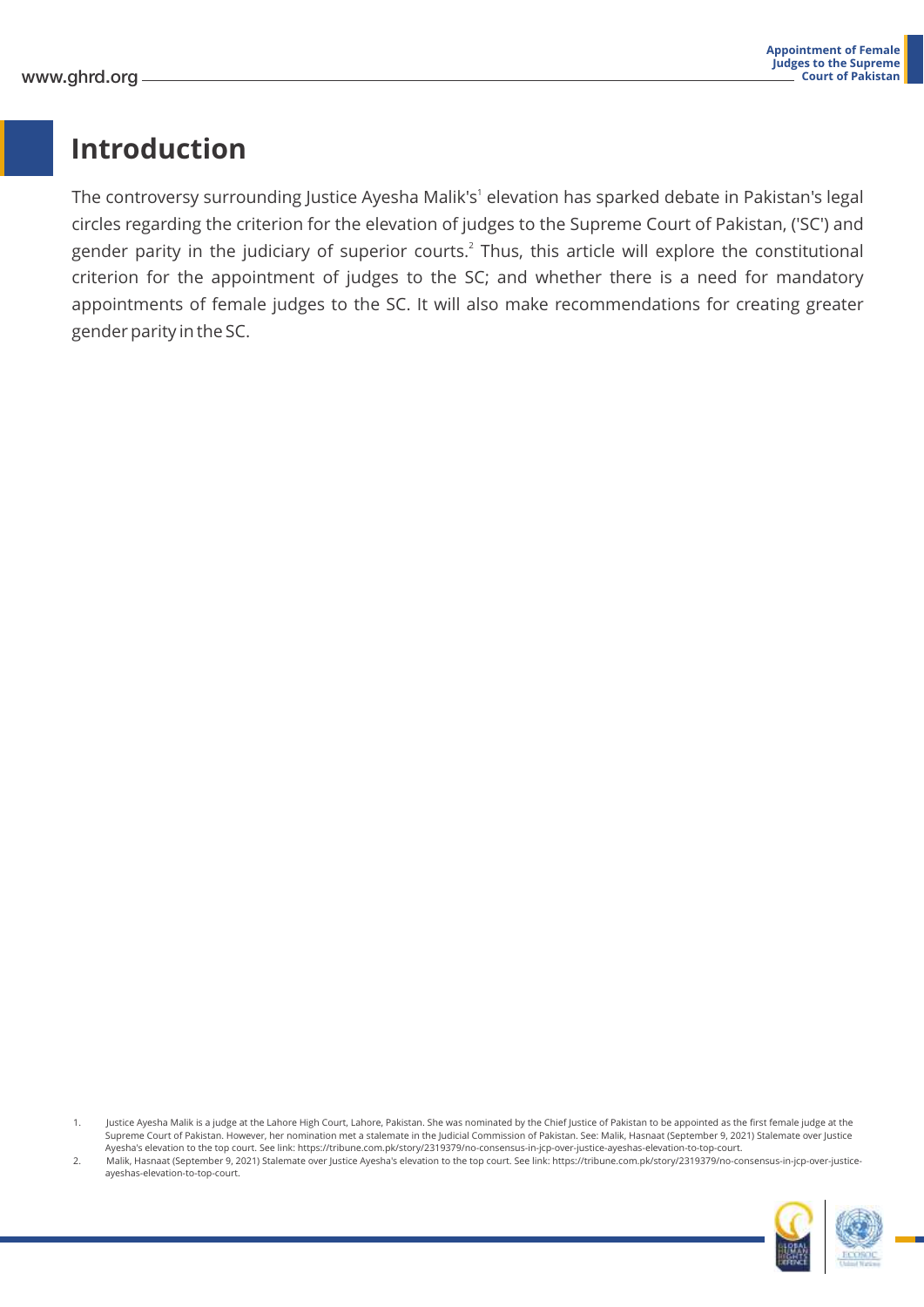# Introduction

The controversy surrounding Justice Ayesha Malik's[1] elevation has sparked debate in Pakistan's legal circles regarding the criterion for the elevation of judges to the Supreme Court of Pakistan, ('SC') and gender parity in the judiciary of superior courts.[2] Thus, this article will explore the constitutional criterion for the appointment of judges to the SC; and whether there is a need for mandatory appointments of female judges to the SC. It will also make recommendations for creating greater gender parity in the SC.

1. Justice Ayesha Malik is a judge at the Lahore High Court, Lahore, Pakistan. She was nominated by the Chief Justice of Pakistan to be appointed as the first female judge at the Supreme Court of Pakistan. However, her nomination met a stalemate in the Judicial Commission of Pakistan. See: Malik, Hasnaat (September 9, 2021) Stalemate over Justice Ayesha's elevation to the top court. See link: https://tribune.com.pk/story/2319379/no-consensus-in-jcp-over-justice-ayeshas-elevation-to-top-court.
2. Malik, Hasnaat (September 9, 2021) Stalemate over Justice Ayesha's elevation to the top court. See link: https://tribune.com.pk/story/2319379/no-consensus-in-jcp-over-justice-ayeshas-elevation-to-top-court.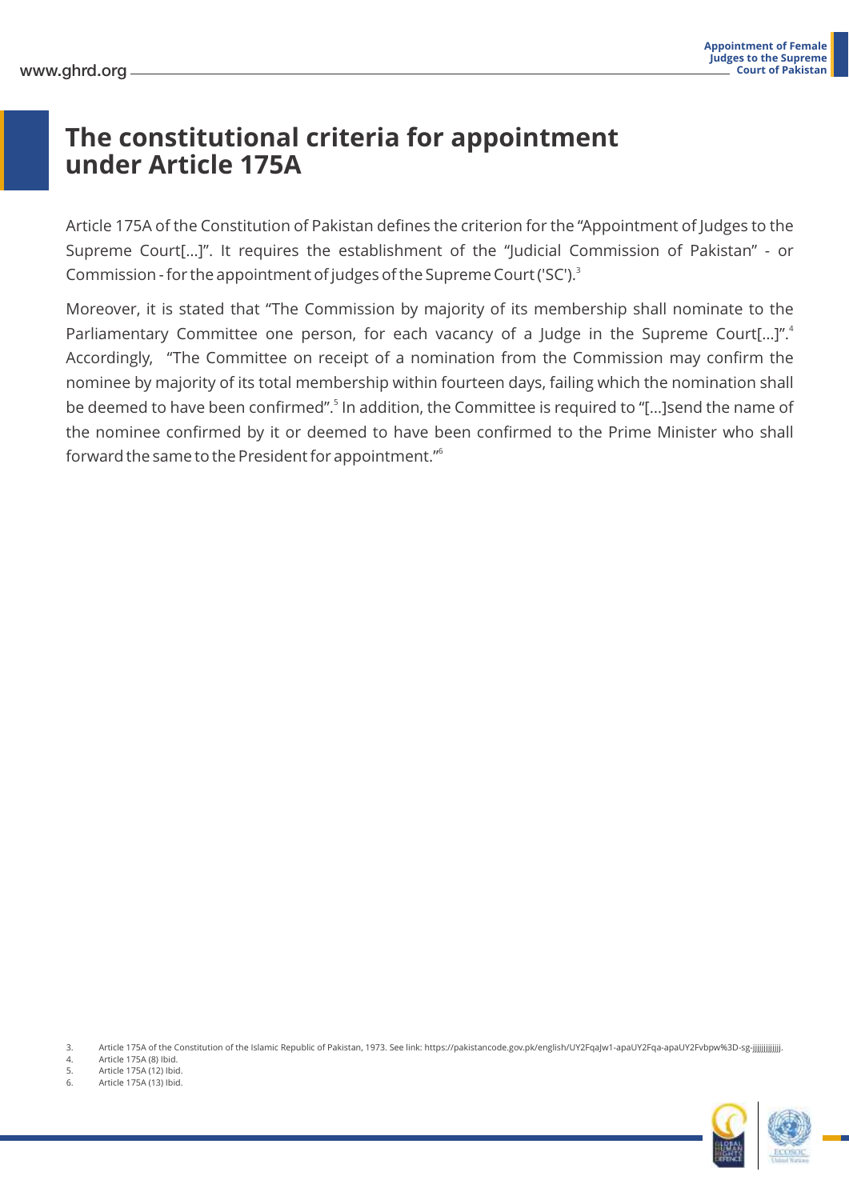# The constitutional criteria for appointment under Article 175A

Article 175A of the Constitution of Pakistan defines the criterion for the "Appointment of Judges to the Supreme Court[...]". It requires the establishment of the "Judicial Commission of Pakistan" - or Commission - for the appointment of judges of the Supreme Court ('SC').[3]

Moreover, it is stated that "The Commission by majority of its membership shall nominate to the Parliamentary Committee one person, for each vacancy of a Judge in the Supreme Court[...]".[4] Accordingly, "The Committee on receipt of a nomination from the Commission may confirm the nominee by majority of its total membership within fourteen days, failing which the nomination shall be deemed to have been confirmed".[5] In addition, the Committee is required to "[...]send the name of the nominee confirmed by it or deemed to have been confirmed to the Prime Minister who shall forward the same to the President for appointment."[6]

3. Article 175A of the Constitution of the Islamic Republic of Pakistan, 1973. See link: https://pakistancode.gov.pk/english/UY2FqaJw1-apaUY2Fqa-apaUY2Fvbpw%3D-sg-jjjjjjjjjjjj.
4. Article 175A (8) Ibid.
5. Article 175A (12) Ibid.
6. Article 175A (13) Ibid.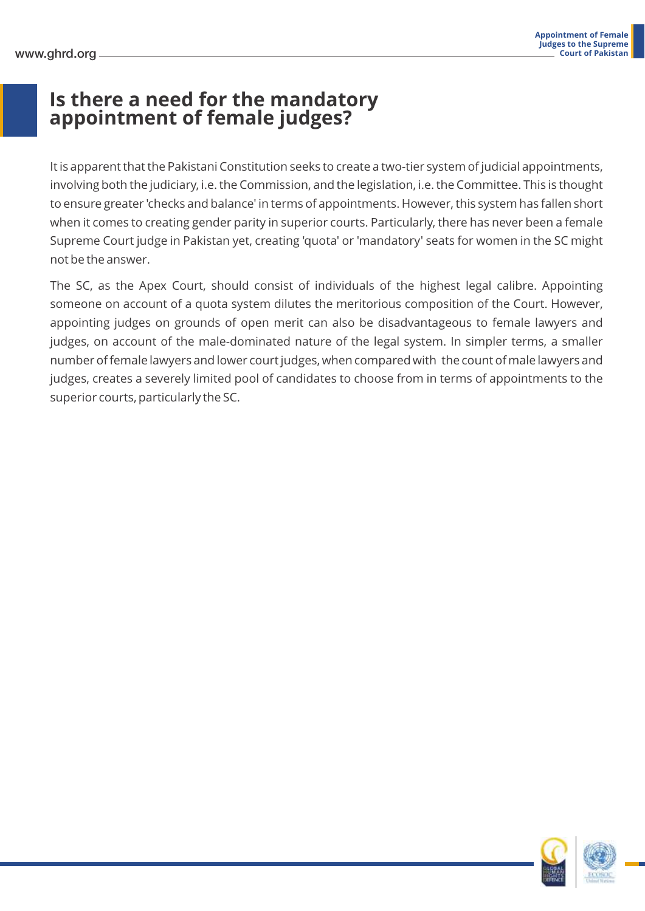# Is there a need for the mandatory appointment of female judges?

It is apparent that the Pakistani Constitution seeks to create a two-tier system of judicial appointments, involving both the judiciary, i.e. the Commission, and the legislation, i.e. the Committee. This is thought to ensure greater 'checks and balance' in terms of appointments. However, this system has fallen short when it comes to creating gender parity in superior courts. Particularly, there has never been a female Supreme Court judge in Pakistan yet, creating 'quota' or 'mandatory' seats for women in the SC might not be the answer.

The SC, as the Apex Court, should consist of individuals of the highest legal calibre. Appointing someone on account of a quota system dilutes the meritorious composition of the Court. However, appointing judges on grounds of open merit can also be disadvantageous to female lawyers and judges, on account of the male-dominated nature of the legal system. In simpler terms, a smaller number of female lawyers and lower court judges, when compared with the count of male lawyers and judges, creates a severely limited pool of candidates to choose from in terms of appointments to the superior courts, particularly the SC.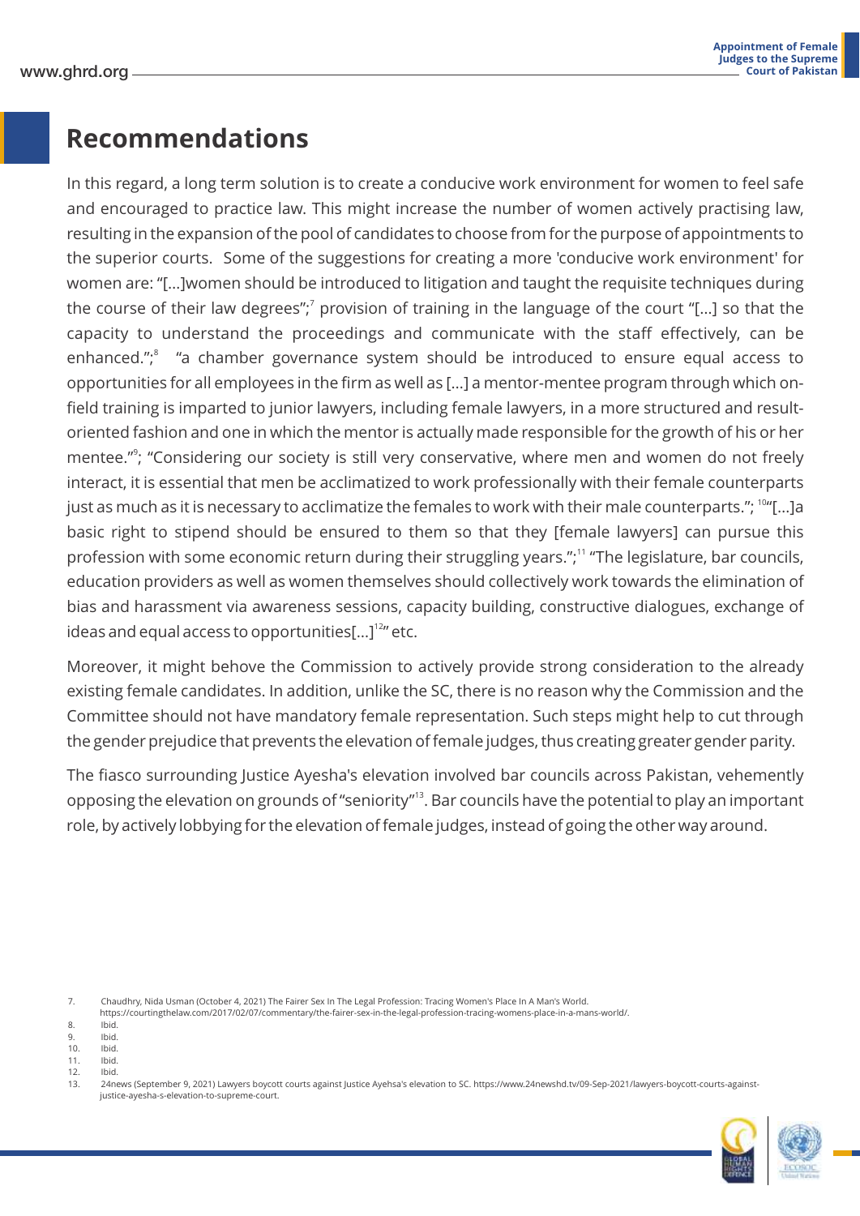# Recommendations

In this regard, a long term solution is to create a conducive work environment for women to feel safe and encouraged to practice law. This might increase the number of women actively practising law, resulting in the expansion of the pool of candidates to choose from for the purpose of appointments to the superior courts. Some of the suggestions for creating a more 'conducive work environment' for women are: "[...]women should be introduced to litigation and taught the requisite techniques during the course of their law degrees";[7] provision of training in the language of the court "[...] so that the capacity to understand the proceedings and communicate with the staff effectively, can be enhanced.";[8] "a chamber governance system should be introduced to ensure equal access to opportunities for all employees in the firm as well as [...] a mentor-mentee program through which on-field training is imparted to junior lawyers, including female lawyers, in a more structured and result-oriented fashion and one in which the mentor is actually made responsible for the growth of his or her mentee."[9]; "Considering our society is still very conservative, where men and women do not freely interact, it is essential that men be acclimatized to work professionally with their female counterparts just as much as it is necessary to acclimatize the females to work with their male counterparts."; [10]"[...]a basic right to stipend should be ensured to them so that they [female lawyers] can pursue this profession with some economic return during their struggling years.";[11] "The legislature, bar councils, education providers as well as women themselves should collectively work towards the elimination of bias and harassment via awareness sessions, capacity building, constructive dialogues, exchange of ideas and equal access to opportunities[...][12]" etc.

Moreover, it might behove the Commission to actively provide strong consideration to the already existing female candidates. In addition, unlike the SC, there is no reason why the Commission and the Committee should not have mandatory female representation. Such steps might help to cut through the gender prejudice that prevents the elevation of female judges, thus creating greater gender parity.

The fiasco surrounding Justice Ayesha's elevation involved bar councils across Pakistan, vehemently opposing the elevation on grounds of "seniority"[13]. Bar councils have the potential to play an important role, by actively lobbying for the elevation of female judges, instead of going the other way around.

7. Chaudhry, Nida Usman (October 4, 2021) The Fairer Sex In The Legal Profession: Tracing Women's Place In A Man's World. https://courtingthelaw.com/2017/02/07/commentary/the-fairer-sex-in-the-legal-profession-tracing-womens-place-in-a-mans-world/.
8. Ibid.
9. Ibid.
10. Ibid.
11. Ibid.
12. Ibid.
13. 24news (September 9, 2021) Lawyers boycott courts against Justice Ayehsa's elevation to SC. https://www.24newshd.tv/09-Sep-2021/lawyers-boycott-courts-against-justice-ayesha-s-elevation-to-supreme-court.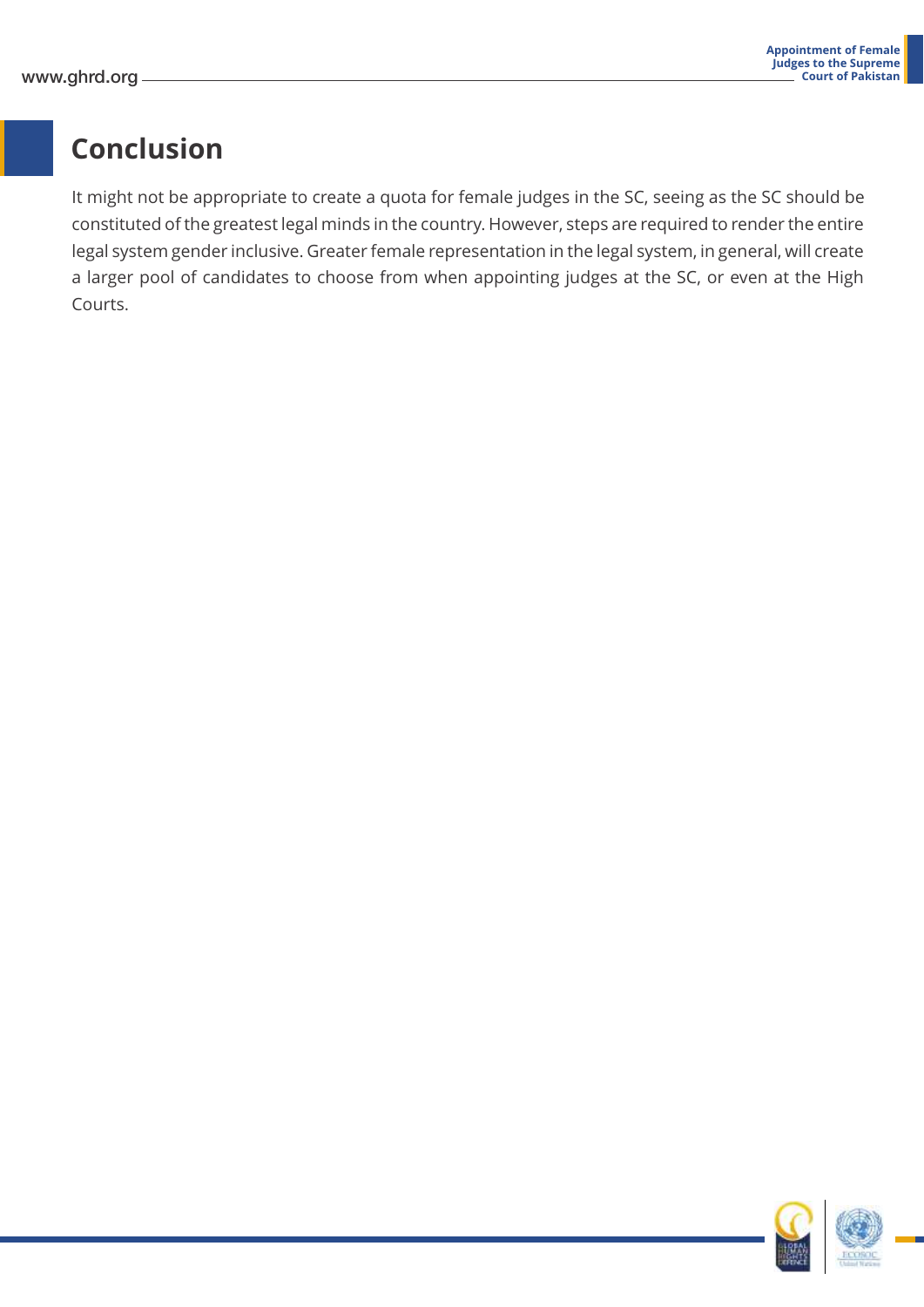## Conclusion

It might not be appropriate to create a quota for female judges in the SC, seeing as the SC should be constituted of the greatest legal minds in the country. However, steps are required to render the entire legal system gender inclusive. Greater female representation in the legal system, in general, will create a larger pool of candidates to choose from when appointing judges at the SC, or even at the High Courts.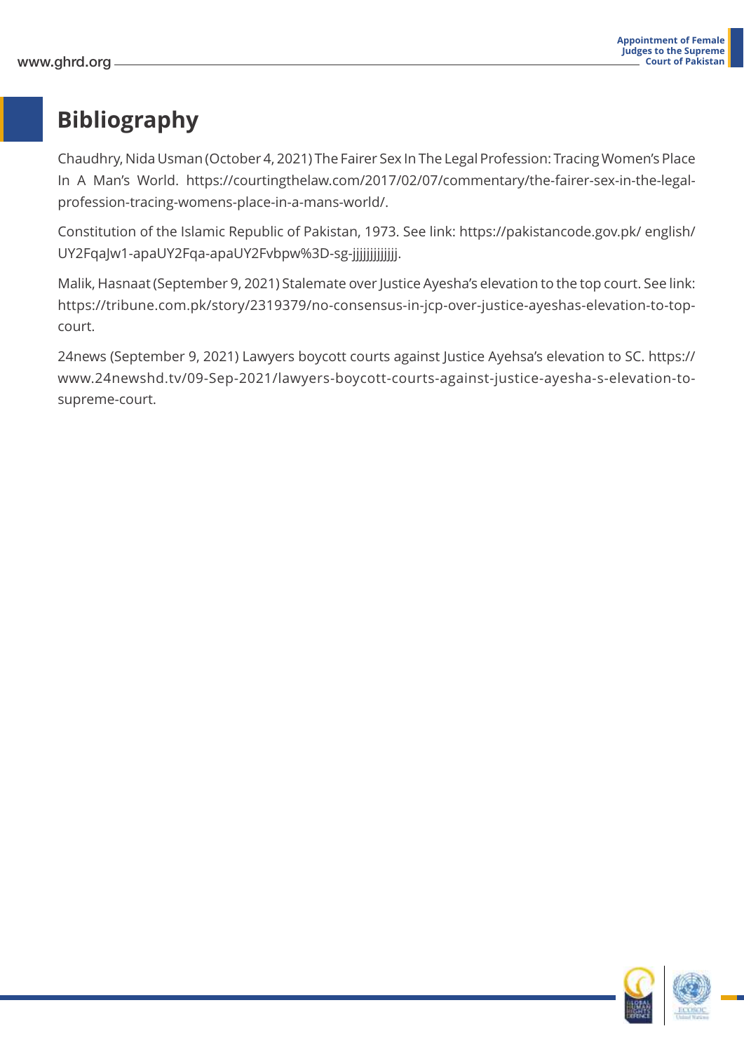# Bibliography

Chaudhry, Nida Usman (October 4, 2021) The Fairer Sex In The Legal Profession: Tracing Women's Place In A Man's World. https://courtingthelaw.com/2017/02/07/commentary/the-fairer-sex-in-the-legal-profession-tracing-womens-place-in-a-mans-world/.

Constitution of the Islamic Republic of Pakistan, 1973. See link: https://pakistancode.gov.pk/ english/ UY2FqaJw1-apaUY2Fqa-apaUY2Fvbpw%3D-sg-jjjjjjjjjjjjj.

Malik, Hasnaat (September 9, 2021) Stalemate over Justice Ayesha's elevation to the top court. See link: https://tribune.com.pk/story/2319379/no-consensus-in-jcp-over-justice-ayeshas-elevation-to-top-court.

24news (September 9, 2021) Lawyers boycott courts against Justice Ayehsa's elevation to SC. https://www.24newshd.tv/09-Sep-2021/lawyers-boycott-courts-against-justice-ayesha-s-elevation-to-supreme-court.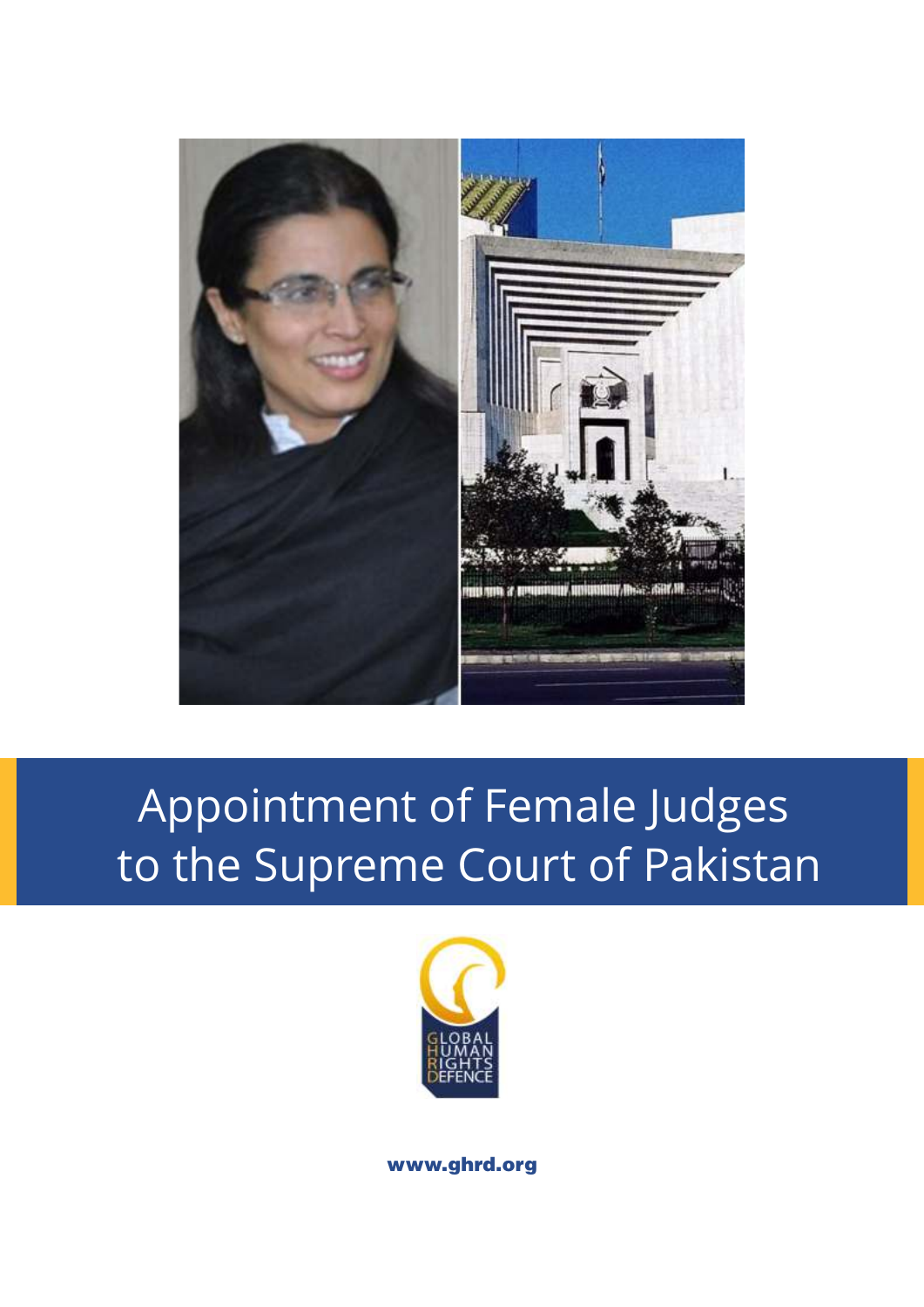# Appointment of Female Judges to the Supreme Court of Pakistan

GLOBAL HUMAN RIGHTS DEFENCE

www.ghrd.org